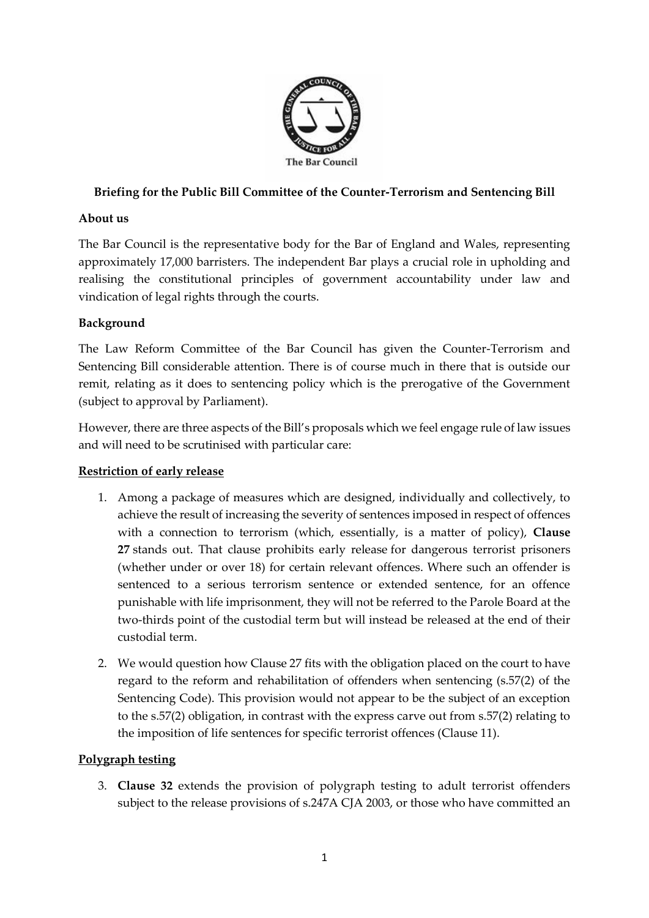**Briefing for the Public Bill Committee of the Counter-Terrorism and Sentencing Bill**

**About us**

The Bar Council is the representative body for the Bar of England and Wales, representing approximately 17,000 barristers. The independent Bar plays a crucial role in upholding and realising the constitutional principles of government accountability under law and vindication of legal rights through the courts.

**Background**

The Law Reform Committee of the Bar Council has given the Counter-Terrorism and Sentencing Bill considerable attention. There is of course much in there that is outside our remit, relating as it does to sentencing policy which is the prerogative of the Government (subject to approval by Parliament).

However, there are three aspects of the Bill's proposals which we feel engage rule of law issues and will need to be scrutinised with particular care:

**Restriction of early release**

1. Among a package of measures which are designed, individually and collectively, to achieve the result of increasing the severity of sentences imposed in respect of offences with a connection to terrorism (which, essentially, is a matter of policy), **Clause 27** stands out. That clause prohibits early release for dangerous terrorist prisoners (whether under or over 18) for certain relevant offences. Where such an offender is sentenced to a serious terrorism sentence or extended sentence, for an offence punishable with life imprisonment, they will not be referred to the Parole Board at the two-thirds point of the custodial term but will instead be released at the end of their custodial term.

2. We would question how Clause 27 fits with the obligation placed on the court to have regard to the reform and rehabilitation of offenders when sentencing (s.57(2) of the Sentencing Code). This provision would not appear to be the subject of an exception to the s.57(2) obligation, in contrast with the express carve out from s.57(2) relating to the imposition of life sentences for specific terrorist offences (Clause 11).

**Polygraph testing**

3. **Clause 32** extends the provision of polygraph testing to adult terrorist offenders subject to the release provisions of s.247A CJA 2003, or those who have committed an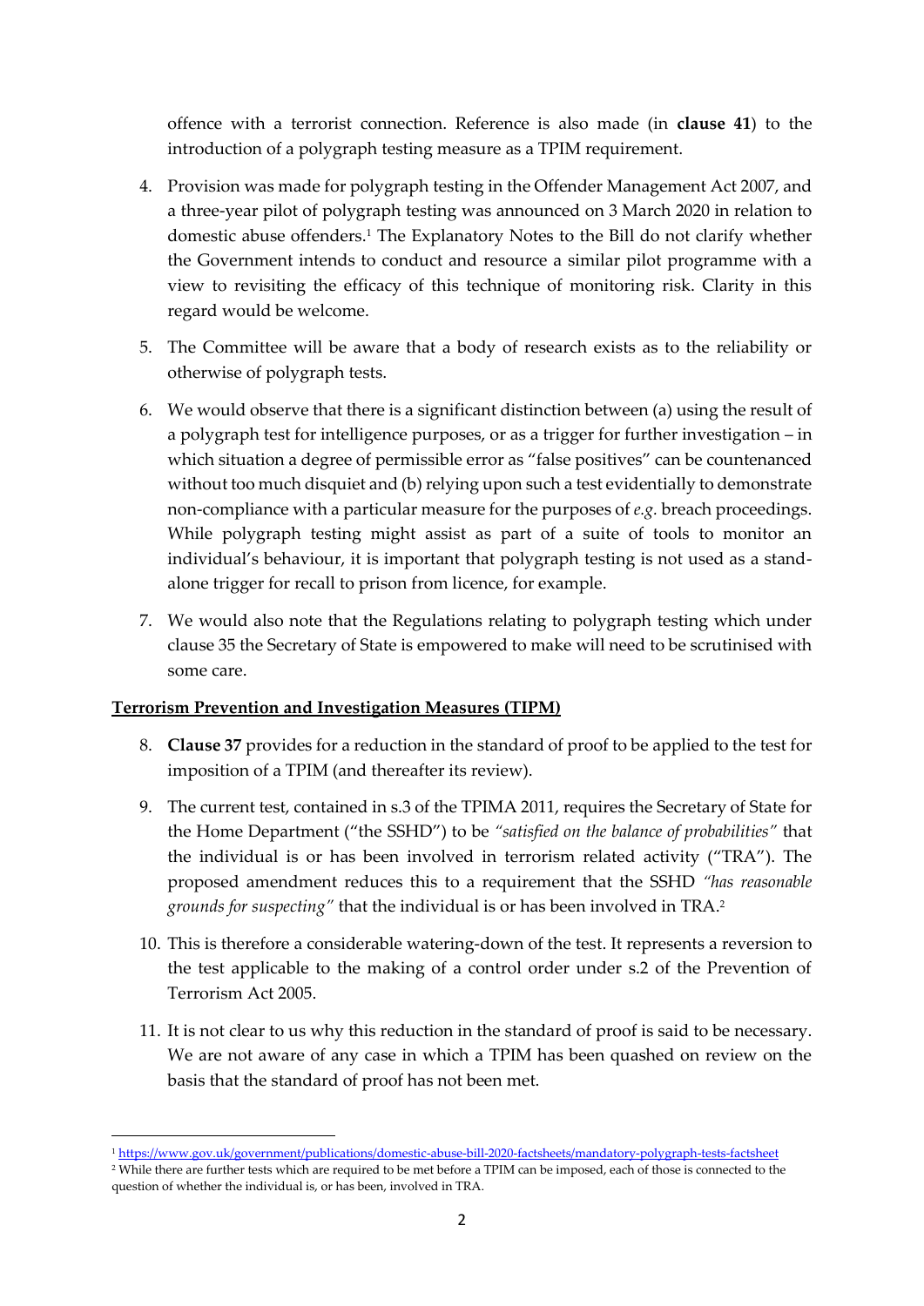offence with a terrorist connection. Reference is also made (in **clause 41**) to the introduction of a polygraph testing measure as a TPIM requirement.

4. Provision was made for polygraph testing in the Offender Management Act 2007, and a three-year pilot of polygraph testing was announced on 3 March 2020 in relation to domestic abuse offenders.[1] The Explanatory Notes to the Bill do not clarify whether the Government intends to conduct and resource a similar pilot programme with a view to revisiting the efficacy of this technique of monitoring risk. Clarity in this regard would be welcome.

5. The Committee will be aware that a body of research exists as to the reliability or otherwise of polygraph tests.

6. We would observe that there is a significant distinction between (a) using the result of a polygraph test for intelligence purposes, or as a trigger for further investigation – in which situation a degree of permissible error as "false positives" can be countenanced without too much disquiet and (b) relying upon such a test evidentially to demonstrate non-compliance with a particular measure for the purposes of *e.g.* breach proceedings. While polygraph testing might assist as part of a suite of tools to monitor an individual's behaviour, it is important that polygraph testing is not used as a stand-alone trigger for recall to prison from licence, for example.

7. We would also note that the Regulations relating to polygraph testing which under clause 35 the Secretary of State is empowered to make will need to be scrutinised with some care.

**<u>Terrorism Prevention and Investigation Measures (TIPM)</u>**

8. **Clause 37** provides for a reduction in the standard of proof to be applied to the test for imposition of a TPIM (and thereafter its review).

9. The current test, contained in s.3 of the TPIMA 2011, requires the Secretary of State for the Home Department ("the SSHD") to be *"satisfied on the balance of probabilities"* that the individual is or has been involved in terrorism related activity ("TRA"). The proposed amendment reduces this to a requirement that the SSHD *"has reasonable grounds for suspecting"* that the individual is or has been involved in TRA.[2]

10. This is therefore a considerable watering-down of the test. It represents a reversion to the test applicable to the making of a control order under s.2 of the Prevention of Terrorism Act 2005.

11. It is not clear to us why this reduction in the standard of proof is said to be necessary. We are not aware of any case in which a TPIM has been quashed on review on the basis that the standard of proof has not been met.

---

[1] https://www.gov.uk/government/publications/domestic-abuse-bill-2020-factsheets/mandatory-polygraph-tests-factsheet

[2] While there are further tests which are required to be met before a TPIM can be imposed, each of those is connected to the question of whether the individual is, or has been, involved in TRA.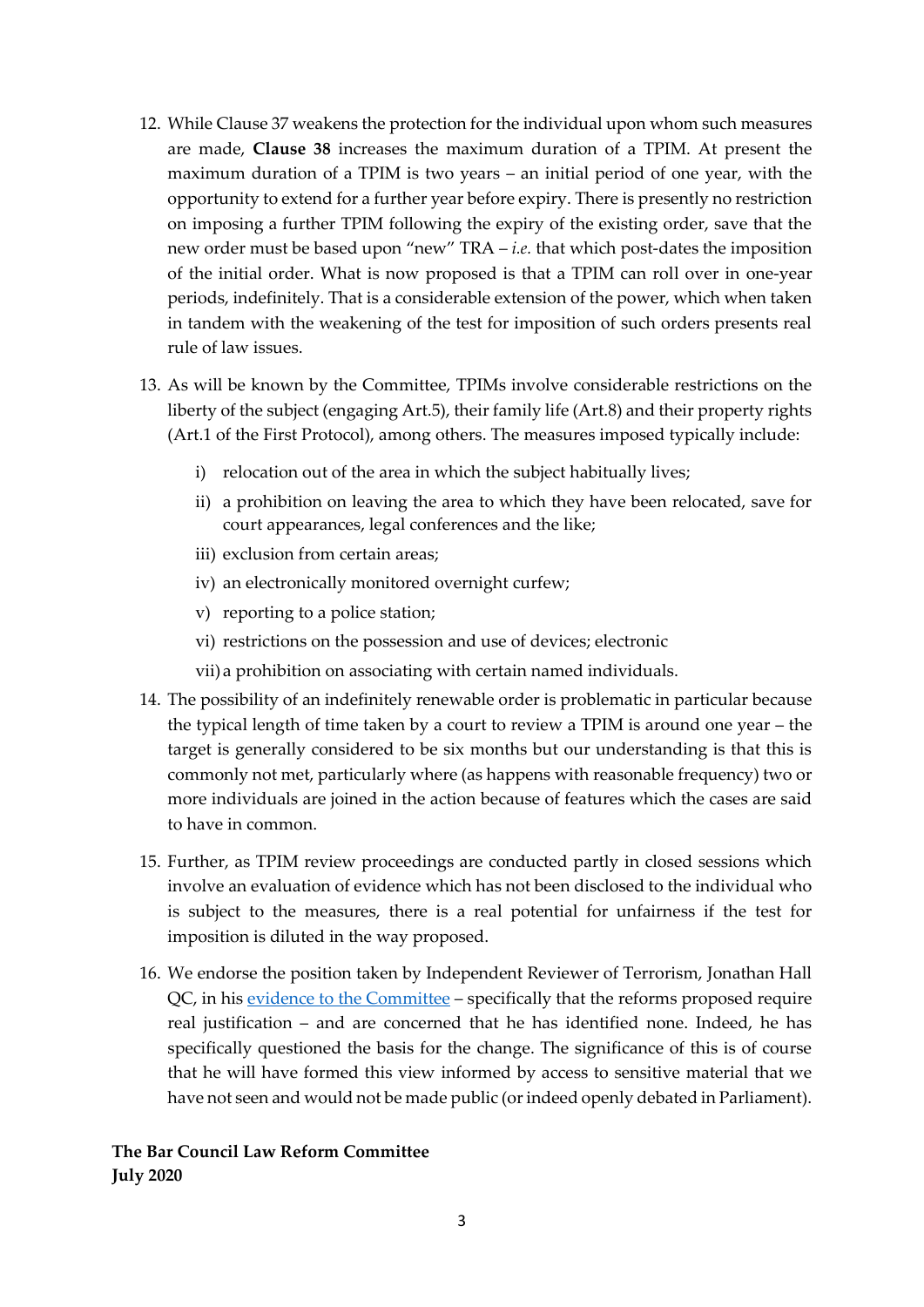12. While Clause 37 weakens the protection for the individual upon whom such measures are made, **Clause 38** increases the maximum duration of a TPIM. At present the maximum duration of a TPIM is two years – an initial period of one year, with the opportunity to extend for a further year before expiry. There is presently no restriction on imposing a further TPIM following the expiry of the existing order, save that the new order must be based upon "new" TRA – *i.e.* that which post-dates the imposition of the initial order. What is now proposed is that a TPIM can roll over in one-year periods, indefinitely. That is a considerable extension of the power, which when taken in tandem with the weakening of the test for imposition of such orders presents real rule of law issues.

13. As will be known by the Committee, TPIMs involve considerable restrictions on the liberty of the subject (engaging Art.5), their family life (Art.8) and their property rights (Art.1 of the First Protocol), among others. The measures imposed typically include:

    i) relocation out of the area in which the subject habitually lives;
    ii) a prohibition on leaving the area to which they have been relocated, save for court appearances, legal conferences and the like;
    iii) exclusion from certain areas;
    iv) an electronically monitored overnight curfew;
    v) reporting to a police station;
    vi) restrictions on the possession and use of devices; electronic
    vii) a prohibition on associating with certain named individuals.

14. The possibility of an indefinitely renewable order is problematic in particular because the typical length of time taken by a court to review a TPIM is around one year – the target is generally considered to be six months but our understanding is that this is commonly not met, particularly where (as happens with reasonable frequency) two or more individuals are joined in the action because of features which the cases are said to have in common.

15. Further, as TPIM review proceedings are conducted partly in closed sessions which involve an evaluation of evidence which has not been disclosed to the individual who is subject to the measures, there is a real potential for unfairness if the test for imposition is diluted in the way proposed.

16. We endorse the position taken by Independent Reviewer of Terrorism, Jonathan Hall QC, in his evidence to the Committee – specifically that the reforms proposed require real justification – and are concerned that he has identified none. Indeed, he has specifically questioned the basis for the change. The significance of this is of course that he will have formed this view informed by access to sensitive material that we have not seen and would not be made public (or indeed openly debated in Parliament).

**The Bar Council Law Reform Committee**
**July 2020**